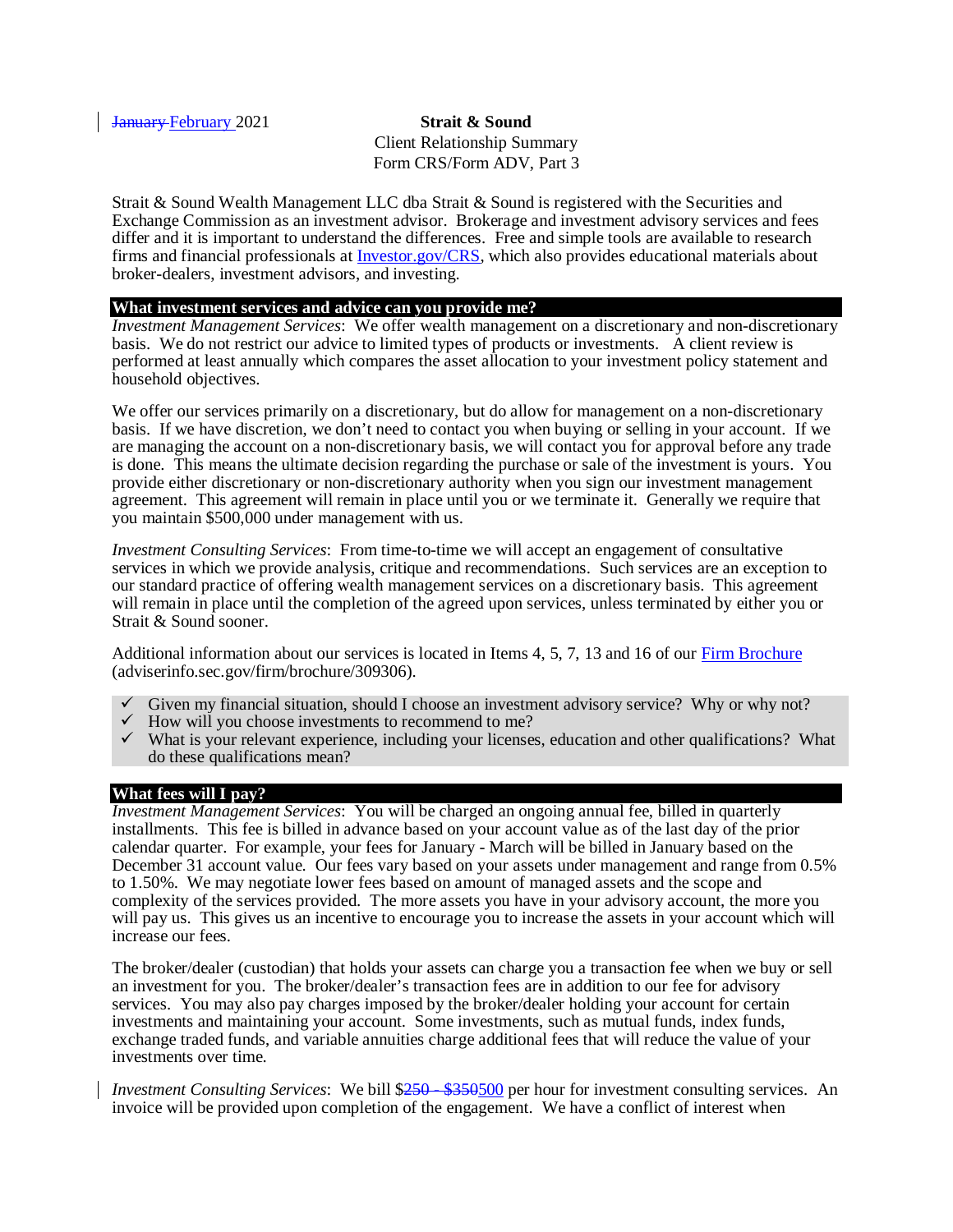~~January~~ February 2021

**Strait & Sound**
Client Relationship Summary
Form CRS/Form ADV, Part 3

Strait & Sound Wealth Management LLC dba Strait & Sound is registered with the Securities and Exchange Commission as an investment advisor. Brokerage and investment advisory services and fees differ and it is important to understand the differences. Free and simple tools are available to research firms and financial professionals at [Investor.gov/CRS](Investor.gov/CRS), which also provides educational materials about broker-dealers, investment advisors, and investing.

## What investment services and advice can you provide me?

*Investment Management Services*: We offer wealth management on a discretionary and non-discretionary basis. We do not restrict our advice to limited types of products or investments. A client review is performed at least annually which compares the asset allocation to your investment policy statement and household objectives.

We offer our services primarily on a discretionary, but do allow for management on a non-discretionary basis. If we have discretion, we don't need to contact you when buying or selling in your account. If we are managing the account on a non-discretionary basis, we will contact you for approval before any trade is done. This means the ultimate decision regarding the purchase or sale of the investment is yours. You provide either discretionary or non-discretionary authority when you sign our investment management agreement. This agreement will remain in place until you or we terminate it. Generally we require that you maintain $500,000 under management with us.

*Investment Consulting Services*: From time-to-time we will accept an engagement of consultative services in which we provide analysis, critique and recommendations. Such services are an exception to our standard practice of offering wealth management services on a discretionary basis. This agreement will remain in place until the completion of the agreed upon services, unless terminated by either you or Strait & Sound sooner.

Additional information about our services is located in Items 4, 5, 7, 13 and 16 of our [Firm Brochure](adviserinfo.sec.gov/firm/brochure/309306) (adviserinfo.sec.gov/firm/brochure/309306).

- ✓ Given my financial situation, should I choose an investment advisory service? Why or why not?
- ✓ How will you choose investments to recommend to me?
- ✓ What is your relevant experience, including your licenses, education and other qualifications? What do these qualifications mean?

## What fees will I pay?

*Investment Management Services*: You will be charged an ongoing annual fee, billed in quarterly installments. This fee is billed in advance based on your account value as of the last day of the prior calendar quarter. For example, your fees for January - March will be billed in January based on the December 31 account value. Our fees vary based on your assets under management and range from 0.5% to 1.50%. We may negotiate lower fees based on amount of managed assets and the scope and complexity of the services provided. The more assets you have in your advisory account, the more you will pay us. This gives us an incentive to encourage you to increase the assets in your account which will increase our fees.

The broker/dealer (custodian) that holds your assets can charge you a transaction fee when we buy or sell an investment for you. The broker/dealer's transaction fees are in addition to our fee for advisory services. You may also pay charges imposed by the broker/dealer holding your account for certain investments and maintaining your account. Some investments, such as mutual funds, index funds, exchange traded funds, and variable annuities charge additional fees that will reduce the value of your investments over time.

*Investment Consulting Services*: We bill $~~250 - $350~~500 per hour for investment consulting services. An invoice will be provided upon completion of the engagement. We have a conflict of interest when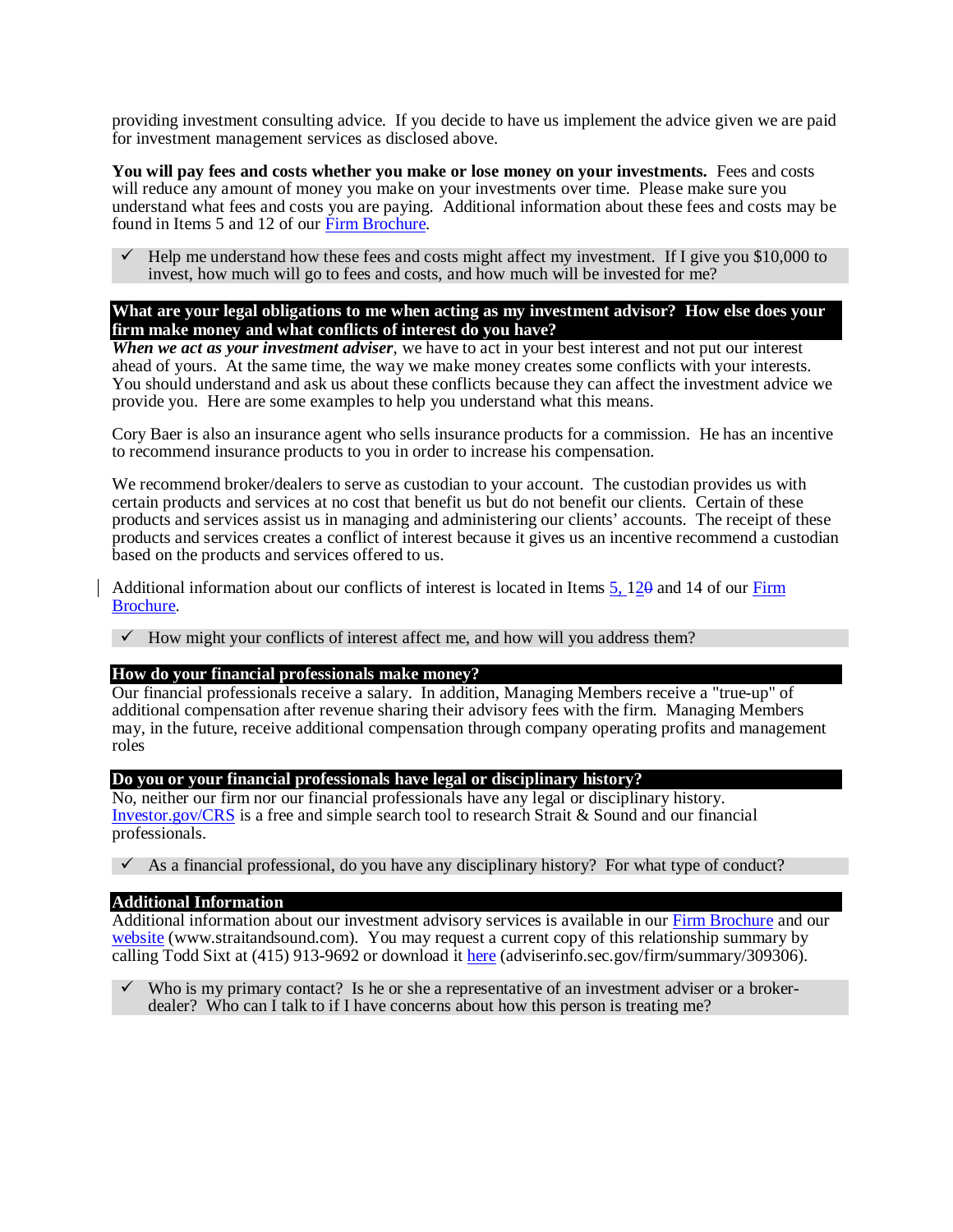providing investment consulting advice. If you decide to have us implement the advice given we are paid for investment management services as disclosed above.

**You will pay fees and costs whether you make or lose money on your investments.** Fees and costs will reduce any amount of money you make on your investments over time. Please make sure you understand what fees and costs you are paying. Additional information about these fees and costs may be found in Items 5 and 12 of our Firm Brochure.

✓ Help me understand how these fees and costs might affect my investment. If I give you $10,000 to invest, how much will go to fees and costs, and how much will be invested for me?

## What are your legal obligations to me when acting as my investment advisor? How else does your firm make money and what conflicts of interest do you have?

***When we act as your investment adviser***, we have to act in your best interest and not put our interest ahead of yours. At the same time, the way we make money creates some conflicts with your interests. You should understand and ask us about these conflicts because they can affect the investment advice we provide you. Here are some examples to help you understand what this means.

Cory Baer is also an insurance agent who sells insurance products for a commission. He has an incentive to recommend insurance products to you in order to increase his compensation.

We recommend broker/dealers to serve as custodian to your account. The custodian provides us with certain products and services at no cost that benefit us but do not benefit our clients. Certain of these products and services assist us in managing and administering our clients' accounts. The receipt of these products and services creates a conflict of interest because it gives us an incentive recommend a custodian based on the products and services offered to us.

Additional information about our conflicts of interest is located in Items 5, 120 and 14 of our Firm Brochure.

✓ How might your conflicts of interest affect me, and how will you address them?

## How do your financial professionals make money?

Our financial professionals receive a salary. In addition, Managing Members receive a "true-up" of additional compensation after revenue sharing their advisory fees with the firm. Managing Members may, in the future, receive additional compensation through company operating profits and management roles

## Do you or your financial professionals have legal or disciplinary history?

No, neither our firm nor our financial professionals have any legal or disciplinary history. Investor.gov/CRS is a free and simple search tool to research Strait & Sound and our financial professionals.

✓ As a financial professional, do you have any disciplinary history? For what type of conduct?

## Additional Information

Additional information about our investment advisory services is available in our Firm Brochure and our website (www.straitandsound.com). You may request a current copy of this relationship summary by calling Todd Sixt at (415) 913-9692 or download it here (adviserinfo.sec.gov/firm/summary/309306).

✓ Who is my primary contact? Is he or she a representative of an investment adviser or a broker-dealer? Who can I talk to if I have concerns about how this person is treating me?